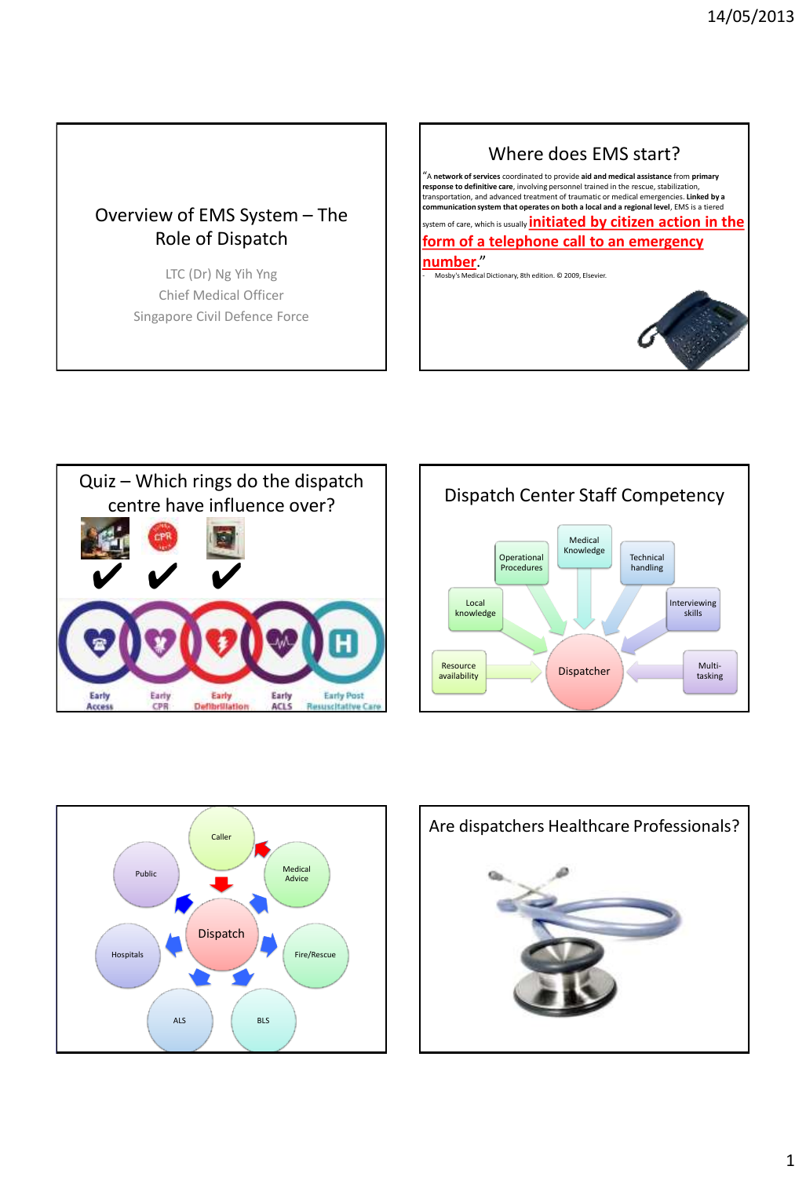## Overview of EMS System – The Role of Dispatch

LTC (Dr) Ng Yih Yng
Chief Medical Officer
Singapore Civil Defence Force

## Where does EMS start?

"A **network of services** coordinated to provide **aid and medical assistance** from **primary response to definitive care**, involving personnel trained in the rescue, stabilization, transportation, and advanced treatment of traumatic or medical emergencies. **Linked by a communication system that operates on both a local and a regional level**, EMS is a tiered system of care, which is usually **initiated by citizen action in the form of a telephone call to an emergency number**."

- Mosby's Medical Dictionary, 8th edition. © 2009, Elsevier.

## Quiz – Which rings do the dispatch centre have influence over?

✔ ✔ ✔

Early Access · Early CPR · Early Defibrillation · Early ACLS · Early Post Resuscitative Care

## Dispatch Center Staff Competency

- Operational Procedures
- Medical Knowledge
- Technical handling
- Local knowledge
- Interviewing skills
- Resource availability
- Multi-tasking

→ Dispatcher

---

Caller → Dispatch → Medical Advice → Caller

Dispatch → Public, Hospitals, ALS, BLS, Fire/Rescue

## Are dispatchers Healthcare Professionals?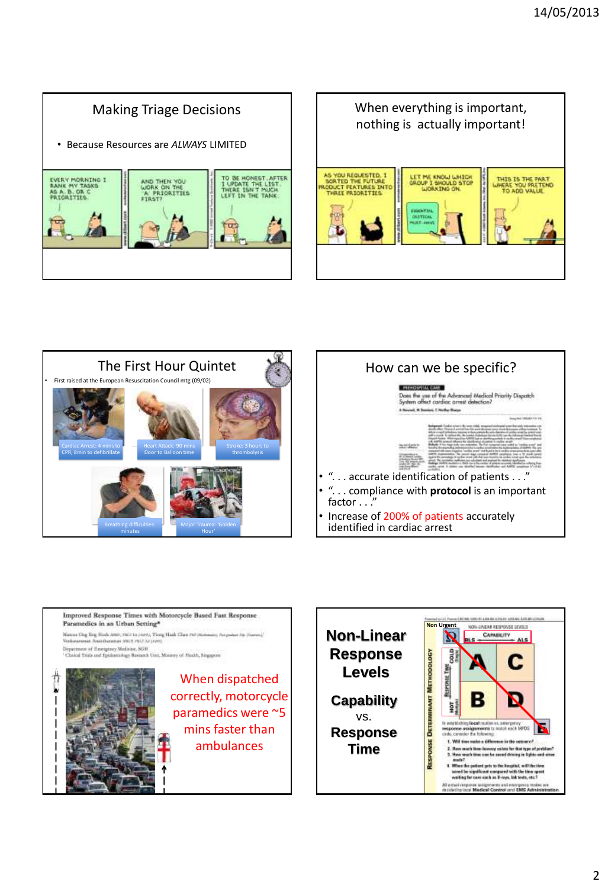## Making Triage Decisions

- Because Resources are *ALWAYS* LIMITED

EVERY MORNING I RANK MY TASKS AS A, B, OR C PRIORITIES.

AND THEN YOU WORK ON THE 'A' PRIORITIES FIRST?

TO BE HONEST, AFTER I UPDATE THE LIST, THERE ISN'T MUCH LEFT IN THE TANK.

## When everything is important, nothing is actually important!

AS YOU REQUESTED, I SORTED THE FUTURE PRODUCT FEATURES INTO THREE PRIORITIES.

LET ME KNOW WHICH GROUP I SHOULD STOP WORKING ON.

ESSENTIAL
CRITICAL
MUST-HAVE

THIS IS THE PART WHERE YOU PRETEND TO ADD VALUE.

## The First Hour Quintet

- First raised at the European Resuscitation Council mtg (09/02)

Cardiac Arrest: 4 mins to CPR, 8min to defibrillate

Heart Attack: 90 mins Door to Balloon time

Stroke: 3 hours to thrombolysis

Breathing difficulties: minutes

Major Trauma: 'Golden Hour'

## How can we be specific?

PREHOSPITAL CARE

Does the use of the Advanced Medical Priority Dispatch System affect cardiac arrest detection?

- ". . . accurate identification of patients . . ."
- ". . . compliance with **protocol** is an important factor . . ."
- Increase of 200% of patients accurately identified in cardiac arrest

Improved Response Times with Motorcycle Based Fast Response Paramedics in an Urban Setting*

Department of Emergency Medicine, SGH
Clinical Trials and Epidemiology Research Unit, Ministry of Health, Singapore

When dispatched correctly, motorcycle paramedics were ~5 mins faster than ambulances

## Non-Linear Response Levels

**Capability** vs. **Response Time**

Non Urgent

NON-LINEAR RESPONSE LEVELS

CAPABILITY

BLS — ALS

RESPONSE DETERMINANT METHODOLOGY

RESPONSE TIME

COLD — HOT

| | | |
|---|---|---|
| Ω | | |
| | A | C |
| | B | D |
| | | E |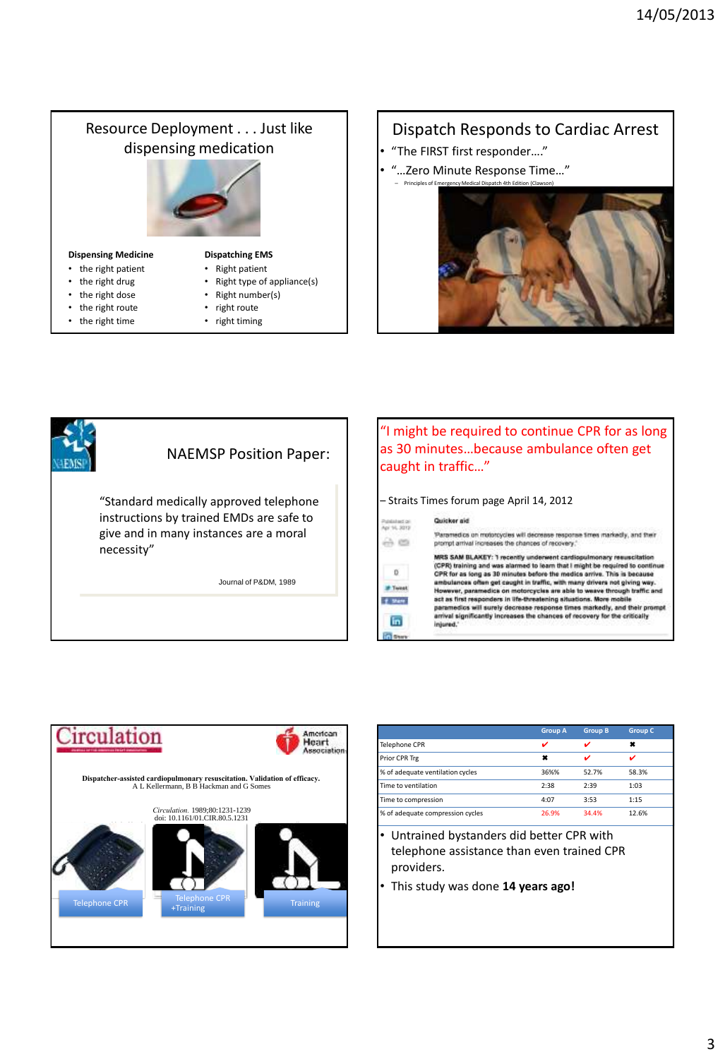## Resource Deployment . . . Just like dispensing medication

**Dispensing Medicine**

- the right patient
- the right drug
- the right dose
- the right route
- the right time

**Dispatching EMS**

- Right patient
- Right type of appliance(s)
- Right number(s)
- right route
- right timing

## Dispatch Responds to Cardiac Arrest

- "The FIRST first responder…."
- "…Zero Minute Response Time…"
  - Principles of Emergency Medical Dispatch 4th Edition (Clawson)

## NAEMSP Position Paper:

"Standard medically approved telephone instructions by trained EMDs are safe to give and in many instances are a moral necessity"

Journal of P&DM, 1989

## "I might be required to continue CPR for as long as 30 minutes…because ambulance often get caught in traffic…"

– Straits Times forum page April 14, 2012

**Quicker aid**

'Paramedics on motorcycles will decrease response times markedly, and their prompt arrival increases the chances of recovery.'

MRS SAM BLAKEY: 'I recently underwent cardiopulmonary resuscitation (CPR) training and was alarmed to learn that I might be required to continue CPR for as long as 30 minutes before the medics arrive. This is because ambulances often get caught in traffic, with many drivers not giving way. However, paramedics on motorcycles are able to weave through traffic and act as first responders in life-threatening situations. More mobile paramedics will surely decrease response times markedly, and their prompt arrival significantly increases the chances of recovery for the critically injured.'

## Circulation

Dispatcher-assisted cardiopulmonary resuscitation. Validation of efficacy.
A L Kellermann, B B Hackman and G Somes

*Circulation.* 1989;80:1231-1239
doi: 10.1161/01.CIR.80.5.1231

Telephone CPR | Telephone CPR +Training | Training

| | Group A | Group B | Group C |
|---|---|---|---|
| Telephone CPR | ✔ | ✔ | ✖ |
| Prior CPR Trg | ✖ | ✔ | ✔ |
| % of adequate ventilation cycles | 36%% | 52.7% | 58.3% |
| Time to ventilation | 2:38 | 2:39 | 1:03 |
| Time to compression | 4:07 | 3:53 | 1:15 |
| % of adequate compression cycles | 26.9% | 34.4% | 12.6% |

- Untrained bystanders did better CPR with telephone assistance than even trained CPR providers.
- This study was done **14 years ago!**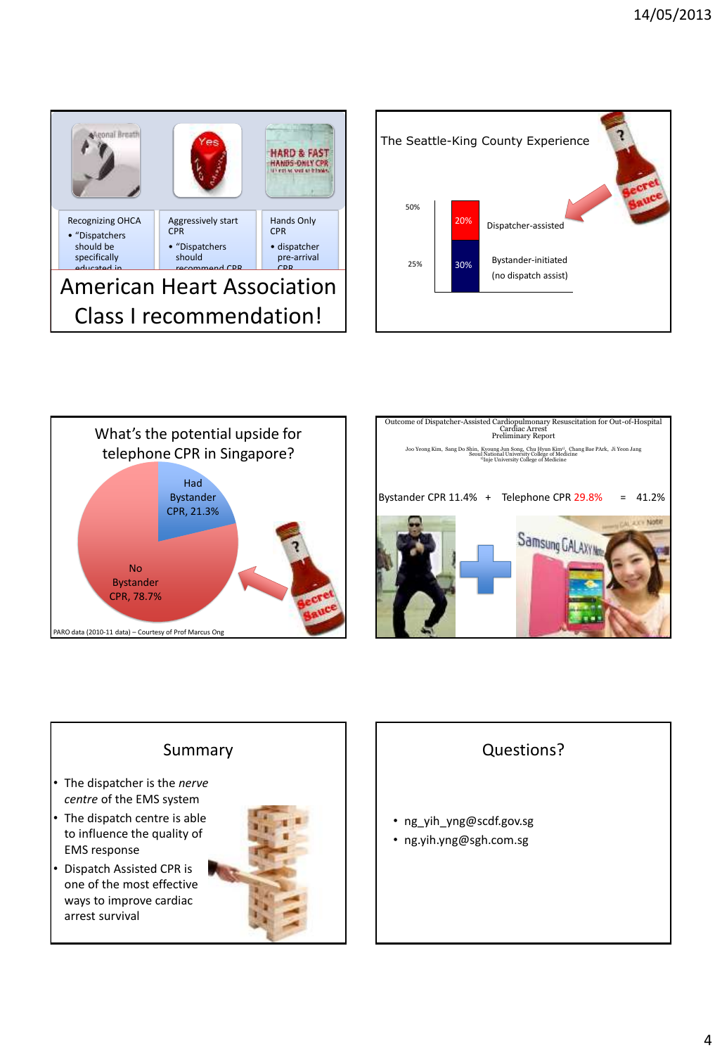## American Heart Association Class I recommendation!

Agonal Breath

Yes

HARD & FAST HANDS-ONLY CPR

Recognizing OHCA
- "Dispatchers should be specifically educated in

Aggressively start CPR
- "Dispatchers should recommend CPR

Hands Only CPR
- dispatcher pre-arrival CPR

## The Seattle-King County Experience

50%

25%

20%

30%

Dispatcher-assisted

Bystander-initiated (no dispatch assist)

Secret Sauce

## What's the potential upside for telephone CPR in Singapore?

Had Bystander CPR, 21.3%

No Bystander CPR, 78.7%

Secret Sauce

PARO data (2010-11 data) – Courtesy of Prof Marcus Ong

## Outcome of Dispatcher-Assisted Cardiopulmonary Resuscitation for Out-of-Hospital Cardiac Arrest Preliminary Report

Joo Yeong Kim, Sang Do Shin, Kyoung Jun Song, Chu Hyun Kim[1], Chang Bae PArk, Ji Yeon Jang
Seoul National University College of Medicine
[1]Inje University College of Medicine

Bystander CPR 11.4% + Telephone CPR 29.8% = 41.2%

Samsung GALAXY Note

## Summary

- The dispatcher is the *nerve centre* of the EMS system
- The dispatch centre is able to influence the quality of EMS response
- Dispatch Assisted CPR is one of the most effective ways to improve cardiac arrest survival

## Questions?

- ng_yih_yng@scdf.gov.sg
- ng.yih.yng@sgh.com.sg